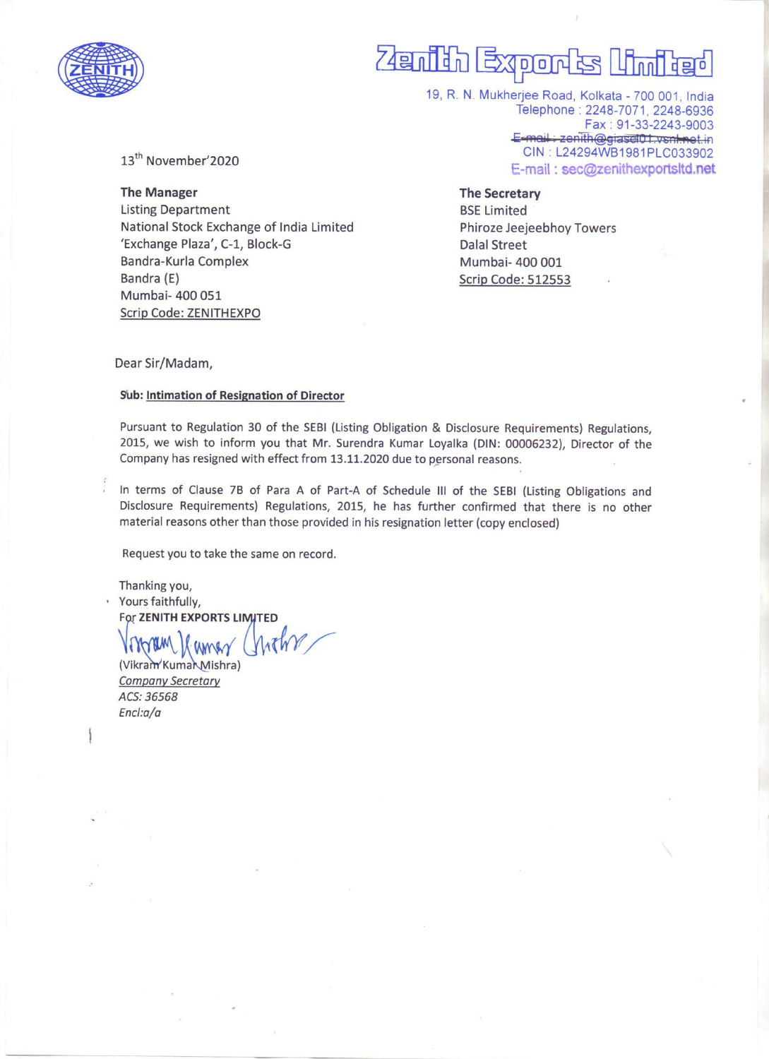# Zenith Exports Limited

19, R. N. Mukherjee Road, Kolkata - 700 001, India
Telephone : 2248-7071, 2248-6936
Fax : 91-33-2243-9003
~~E-mail : zenith@giascl01.vsnl.net.in~~
CIN : L24294WB1981PLC033902
E-mail : sec@zenithexportsltd.net

13th November'2020

**The Manager**
Listing Department
National Stock Exchange of India Limited
'Exchange Plaza', C-1, Block-G
Bandra-Kurla Complex
Bandra (E)
Mumbai- 400 051
Scrip Code: ZENITHEXPO

**The Secretary**
BSE Limited
Phiroze Jeejeebhoy Towers
Dalal Street
Mumbai- 400 001
Scrip Code: 512553

Dear Sir/Madam,

**Sub: Intimation of Resignation of Director**

Pursuant to Regulation 30 of the SEBI (Listing Obligation & Disclosure Requirements) Regulations, 2015, we wish to inform you that Mr. Surendra Kumar Loyalka (DIN: 00006232), Director of the Company has resigned with effect from 13.11.2020 due to personal reasons.

In terms of Clause 7B of Para A of Part-A of Schedule III of the SEBI (Listing Obligations and Disclosure Requirements) Regulations, 2015, he has further confirmed that there is no other material reasons other than those provided in his resignation letter (copy enclosed)

Request you to take the same on record.

Thanking you,
Yours faithfully,
For **ZENITH EXPORTS LIMITED**

(Vikram Kumar Mishra)
*Company Secretary*
*ACS: 36568*
*Encl:a/a*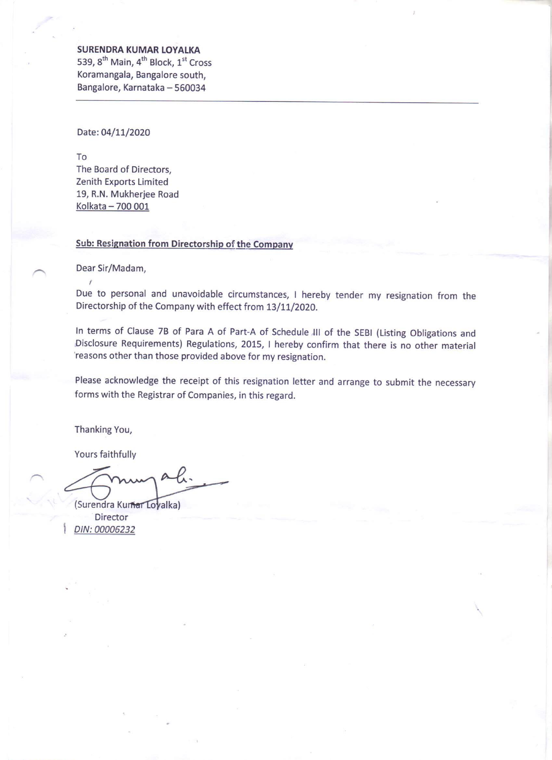**SURENDRA KUMAR LOYALKA**
539, 8th Main, 4th Block, 1st Cross
Koramangala, Bangalore south,
Bangalore, Karnataka – 560034

---

Date: 04/11/2020

To
The Board of Directors,
Zenith Exports Limited
19, R.N. Mukherjee Road
Kolkata – 700 001

**Sub: Resignation from Directorship of the Company**

Dear Sir/Madam,

Due to personal and unavoidable circumstances, I hereby tender my resignation from the Directorship of the Company with effect from 13/11/2020.

In terms of Clause 7B of Para A of Part-A of Schedule III of the SEBI (Listing Obligations and Disclosure Requirements) Regulations, 2015, I hereby confirm that there is no other material reasons other than those provided above for my resignation.

Please acknowledge the receipt of this resignation letter and arrange to submit the necessary forms with the Registrar of Companies, in this regard.

Thanking You,

Yours faithfully

(Surendra Kumar Loyalka)
Director
DIN: 00006232